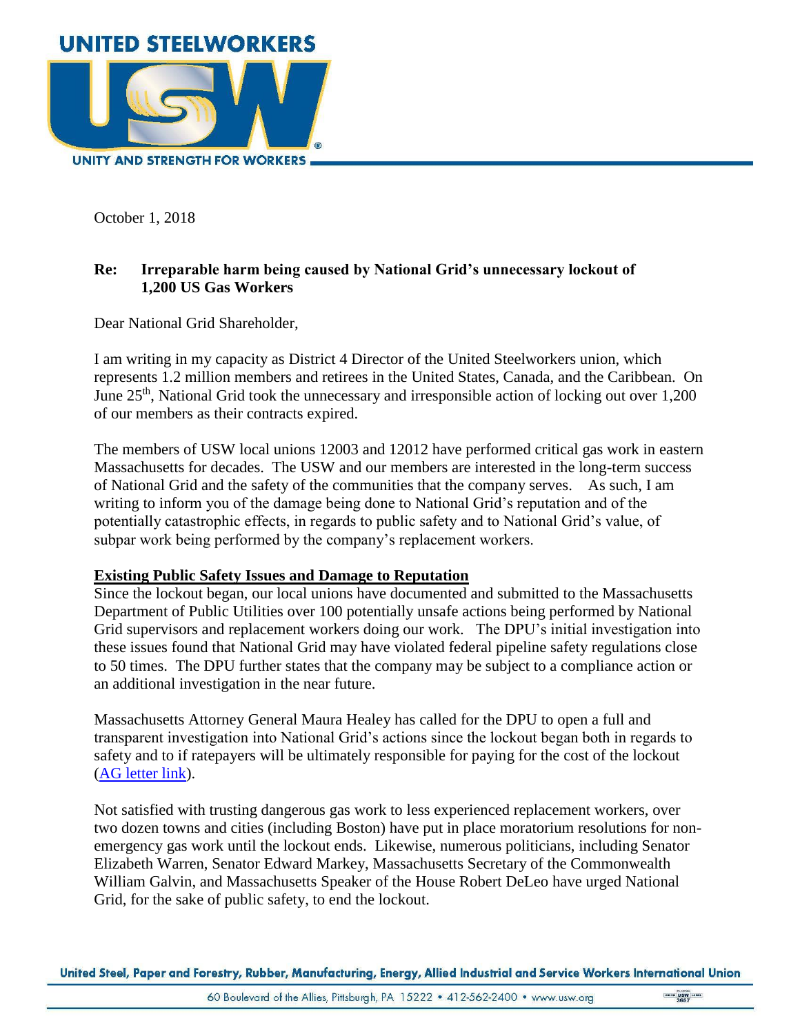**UNITED STEELWORKERS**

**UNITY AND STRENGTH FOR WORKERS**

October 1, 2018

**Re: Irreparable harm being caused by National Grid's unnecessary lockout of 1,200 US Gas Workers**

Dear National Grid Shareholder,

I am writing in my capacity as District 4 Director of the United Steelworkers union, which represents 1.2 million members and retirees in the United States, Canada, and the Caribbean. On June 25th, National Grid took the unnecessary and irresponsible action of locking out over 1,200 of our members as their contracts expired.

The members of USW local unions 12003 and 12012 have performed critical gas work in eastern Massachusetts for decades. The USW and our members are interested in the long-term success of National Grid and the safety of the communities that the company serves. As such, I am writing to inform you of the damage being done to National Grid's reputation and of the potentially catastrophic effects, in regards to public safety and to National Grid's value, of subpar work being performed by the company's replacement workers.

**Existing Public Safety Issues and Damage to Reputation**

Since the lockout began, our local unions have documented and submitted to the Massachusetts Department of Public Utilities over 100 potentially unsafe actions being performed by National Grid supervisors and replacement workers doing our work. The DPU's initial investigation into these issues found that National Grid may have violated federal pipeline safety regulations close to 50 times. The DPU further states that the company may be subject to a compliance action or an additional investigation in the near future.

Massachusetts Attorney General Maura Healey has called for the DPU to open a full and transparent investigation into National Grid's actions since the lockout began both in regards to safety and to if ratepayers will be ultimately responsible for paying for the cost of the lockout (AG letter link).

Not satisfied with trusting dangerous gas work to less experienced replacement workers, over two dozen towns and cities (including Boston) have put in place moratorium resolutions for non-emergency gas work until the lockout ends. Likewise, numerous politicians, including Senator Elizabeth Warren, Senator Edward Markey, Massachusetts Secretary of the Commonwealth William Galvin, and Massachusetts Speaker of the House Robert DeLeo have urged National Grid, for the sake of public safety, to end the lockout.

United Steel, Paper and Forestry, Rubber, Manufacturing, Energy, Allied Industrial and Service Workers International Union

60 Boulevard of the Allies, Pittsburgh, PA 15222 • 412-562-2400 • www.usw.org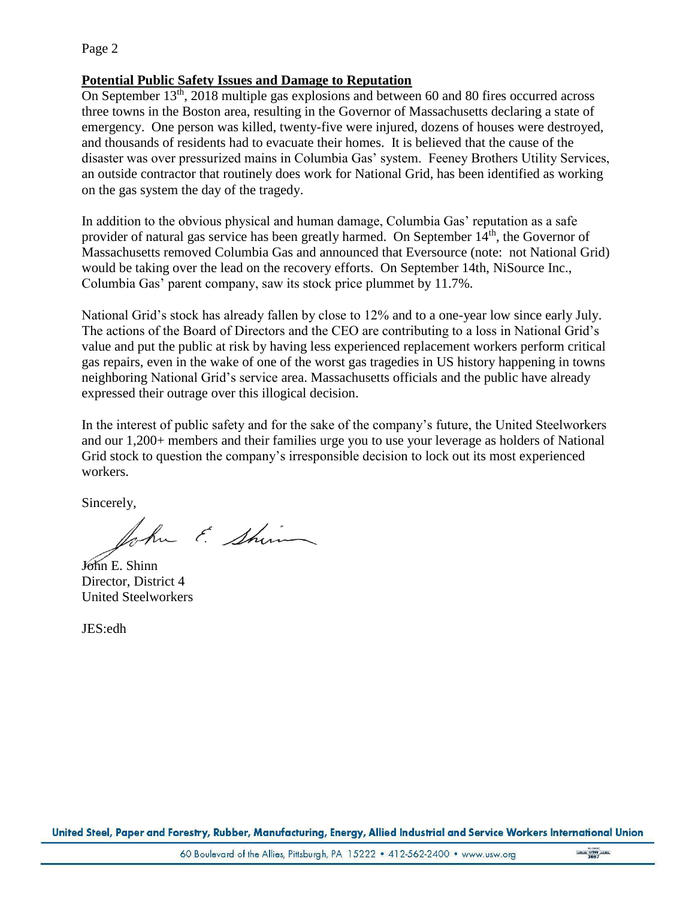## **Potential Public Safety Issues and Damage to Reputation**

On September 13th, 2018 multiple gas explosions and between 60 and 80 fires occurred across three towns in the Boston area, resulting in the Governor of Massachusetts declaring a state of emergency. One person was killed, twenty-five were injured, dozens of houses were destroyed, and thousands of residents had to evacuate their homes. It is believed that the cause of the disaster was over pressurized mains in Columbia Gas' system. Feeney Brothers Utility Services, an outside contractor that routinely does work for National Grid, has been identified as working on the gas system the day of the tragedy.

In addition to the obvious physical and human damage, Columbia Gas' reputation as a safe provider of natural gas service has been greatly harmed. On September 14th, the Governor of Massachusetts removed Columbia Gas and announced that Eversource (note: not National Grid) would be taking over the lead on the recovery efforts. On September 14th, NiSource Inc., Columbia Gas' parent company, saw its stock price plummet by 11.7%.

National Grid's stock has already fallen by close to 12% and to a one-year low since early July. The actions of the Board of Directors and the CEO are contributing to a loss in National Grid's value and put the public at risk by having less experienced replacement workers perform critical gas repairs, even in the wake of one of the worst gas tragedies in US history happening in towns neighboring National Grid's service area. Massachusetts officials and the public have already expressed their outrage over this illogical decision.

In the interest of public safety and for the sake of the company's future, the United Steelworkers and our 1,200+ members and their families urge you to use your leverage as holders of National Grid stock to question the company's irresponsible decision to lock out its most experienced workers.

Sincerely,

John E. Shinn
Director, District 4
United Steelworkers

JES:edh

United Steel, Paper and Forestry, Rubber, Manufacturing, Energy, Allied Industrial and Service Workers International Union

60 Boulevard of the Allies, Pittsburgh, PA 15222 • 412-562-2400 • www.usw.org